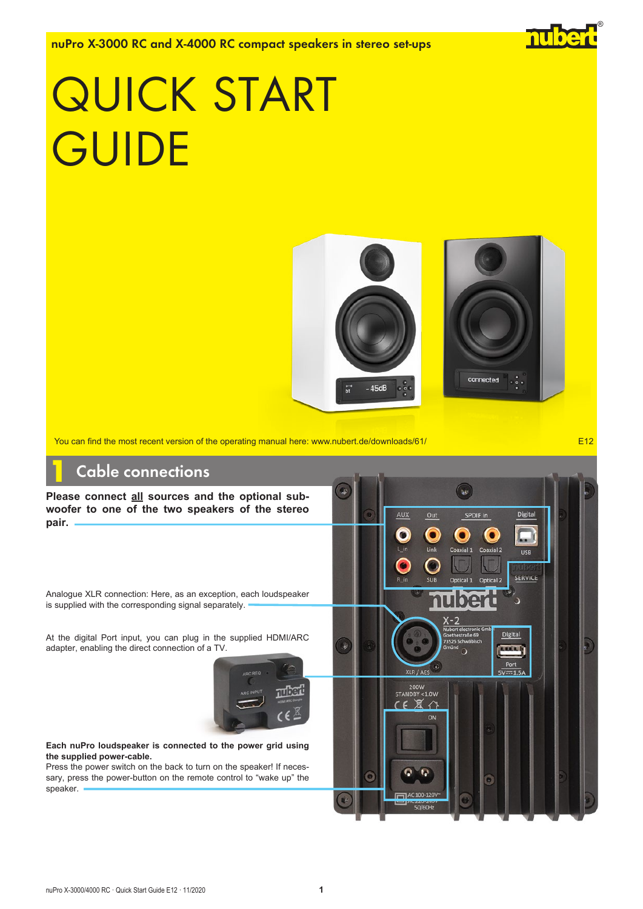nuPro X-3000 RC and X-4000 RC compact speakers in stereo set-ups

# QUICK START GUIDE

You can find the most recent version of the operating manual here: www.nubert.de/downloads/61/

E12

## 1 Cable connections

**Please connect <u>all</u> sources and the optional subwoofer to one of the two speakers of the stereo pair.**

Analogue XLR connection: Here, as an exception, each loudspeaker is supplied with the corresponding signal separately.

At the digital Port input, you can plug in the supplied HDMI/ARC adapter, enabling the direct connection of a TV.

**Each nuPro loudspeaker is connected to the power grid using the supplied power-cable.**
Press the power switch on the back to turn on the speaker! If necessary, press the power-button on the remote control to "wake up" the speaker.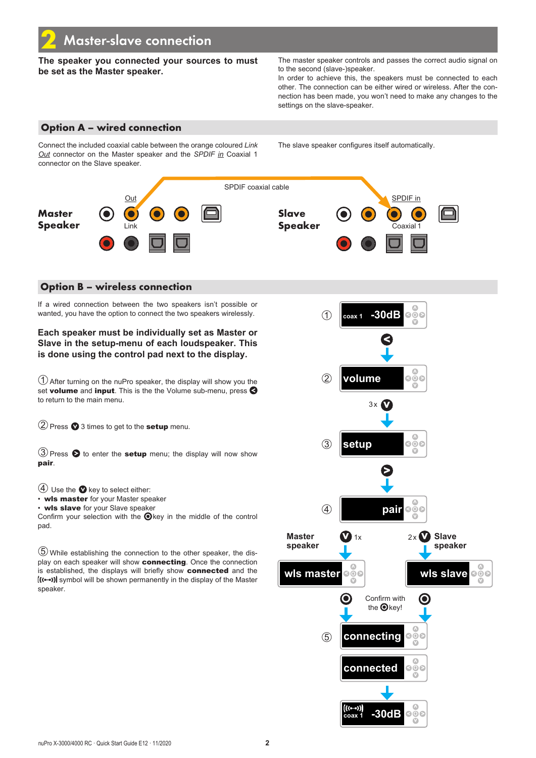# 2 Master-slave connection

**The speaker you connected your sources to must be set as the Master speaker.**

The master speaker controls and passes the correct audio signal on to the second (slave-)speaker.
In order to achieve this, the speakers must be connected to each other. The connection can be either wired or wireless. After the connection has been made, you won't need to make any changes to the settings on the slave-speaker.

## Option A – wired connection

Connect the included coaxial cable between the orange coloured *Link Out* connector on the Master speaker and the *SPDIF in* Coaxial 1 connector on the Slave speaker.

The slave speaker configures itself automatically.

SPDIF coaxial cable

**Master Speaker** – Out, Link

**Slave Speaker** – SPDIF in, Coaxial 1

## Option B – wireless connection

If a wired connection between the two speakers isn't possible or wanted, you have the option to connect the two speakers wirelessly.

**Each speaker must be individually set as Master or Slave in the setup-menu of each loudspeaker. This is done using the control pad next to the display.**

① After turning on the nuPro speaker, the display will show you the set **volume** and **input**. This is the the Volume sub-menu, press < to return to the main menu.

② Press V 3 times to get to the **setup** menu.

③ Press > to enter the **setup** menu; the display will now show **pair**.

④ Use the V key to select either:

- **wls master** for your Master speaker
- **wls slave** for your Slave speaker

Confirm your selection with the ⊙key in the middle of the control pad.

⑤ While establishing the connection to the other speaker, the display on each speaker will show **connecting**. Once the connection is established, the displays will briefly show **connected** and the ((•⟷•)) symbol will be shown permanently in the display of the Master speaker.

① coax 1 -30dB → < → ② volume → 3x V → ③ setup → > → ④ pair

Master speaker: V 1x → wls master
Slave speaker: 2x V → wls slave

Confirm with the ⊙key!

⑤ connecting → connected → ((•⟷•)) coax 1 -30dB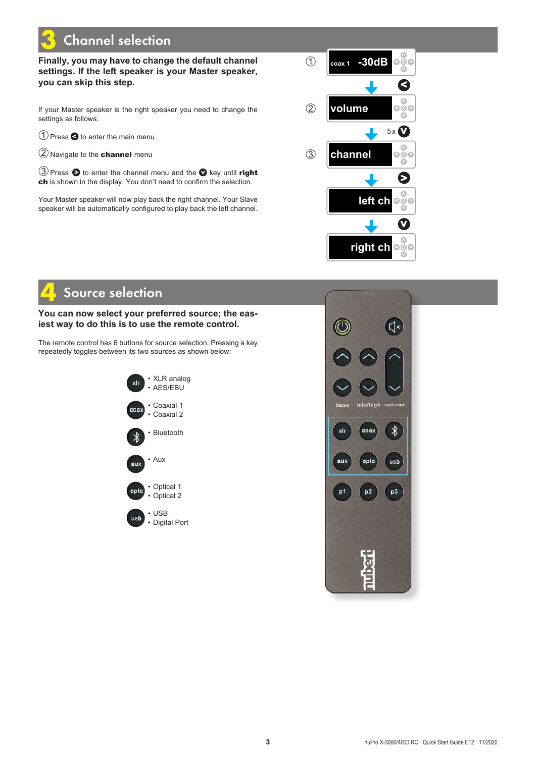# 3 Channel selection

**Finally, you may have to change the default channel settings. If the left speaker is your Master speaker, you can skip this step.**

If your Master speaker is the right speaker you need to change the settings as follows:

① Press ◀ to enter the main menu

② Navigate to the **channel** menu

③ Press ▶ to enter the channel menu and the ▼ key until **right ch** is shown in the display. You don't need to confirm the selection.

Your Master speaker will now play back the right channel. Your Slave speaker will be automatically configured to play back the left channel.

① coax 1 -30dB → ◀

② volume → 5 x ▼

③ channel → ▶

left ch → ▼

right ch

# 4 Source selection

**You can now select your preferred source; the easiest way to do this is to use the remote control.**

The remote control has 6 buttons for source selection. Pressing a key repeatedly toggles between its two sources as shown below:

- xlr
  - XLR analog
  - AES/EBU
- coax
  - Coaxial 1
  - Coaxial 2
- Bluetooth button
  - Bluetooth
- aux
  - Aux
- opto
  - Optical 1
  - Optical 2
- usb
  - USB
  - Digital Port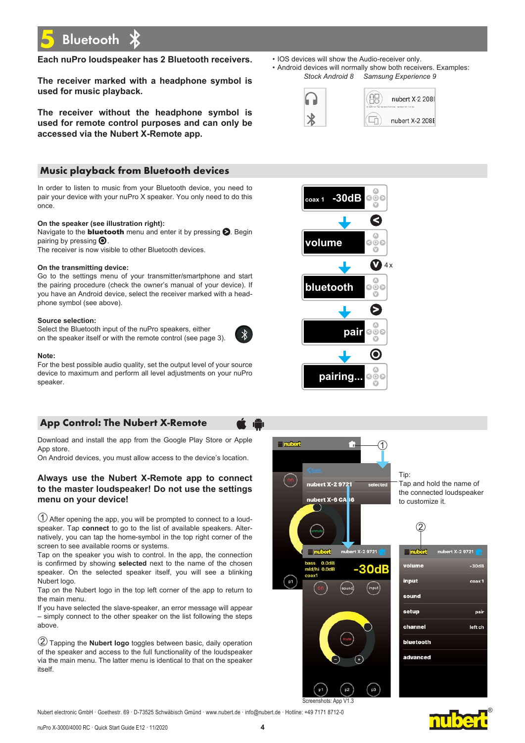# 5 Bluetooth

**Each nuPro loudspeaker has 2 Bluetooth receivers.**

**The receiver marked with a headphone symbol is used for music playback.**

**The receiver without the headphone symbol is used for remote control purposes and can only be accessed via the Nubert X-Remote app.**

- IOS devices will show the Audio-receiver only.
- Android devices will normally show both receivers. Examples:

*Stock Android 8* *Samsung Experience 9*

nubert X-2 208

nubert X-2 208

## Music playback from Bluetooth devices

In order to listen to music from your Bluetooth device, you need to pair your device with your nuPro X speaker. You only need to do this once.

**On the speaker (see illustration right):**
Navigate to the **bluetooth** menu and enter it by pressing ➊. Begin pairing by pressing ⦿.
The receiver is now visible to other Bluetooth devices.

**On the transmitting device:**
Go to the settings menu of your transmitter/smartphone and start the pairing procedure (check the owner's manual of your device). If you have an Android device, select the receiver marked with a headphone symbol (see above).

**Source selection:**
Select the Bluetooth input of the nuPro speakers, either on the speaker itself or with the remote control (see page 3).

**Note:**
For the best possible audio quality, set the output level of your source device to maximum and perform all level adjustments on your nuPro speaker.

coax 1 -30dB

volume

4 x

bluetooth

pair

pairing...

## App Control: The Nubert X-Remote

Download and install the app from the Google Play Store or Apple App store.
On Android devices, you must allow access to the device's location.

**Always use the Nubert X-Remote app to connect to the master loudspeaker! Do not use the settings menu on your device!**

① After opening the app, you will be prompted to connect to a loudspeaker. Tap **connect** to go to the list of available speakers. Alternatively, you can tap the home-symbol in the top right corner of the screen to see available rooms or systems.
Tap on the speaker you wish to control. In the app, the connection is confirmed by showing **selected** next to the name of the chosen speaker. On the selected speaker itself, you will see a blinking Nubert logo.
Tap on the Nubert logo in the top left corner of the app to return to the main menu.
If you have selected the slave-speaker, an error message will appear – simply connect to the other speaker on the list following the steps above.

② Tapping the **Nubert logo** toggles between basic, daily operation of the speaker and access to the full functionality of the loudspeaker via the main menu. The latter menu is identical to that on the speaker itself.

Tip:
Tap and hold the name of the connected loudspeaker to customize it.

Screenshots: App V1.3

Nubert electronic GmbH · Goethestr. 69 · D-73525 Schwäbisch Gmünd · www.nubert.de · info@nubert.de · Hotline: +49 7171 8712-0

nuPro X-3000/4000 RC · Quick Start Guide E12 · 11/2020